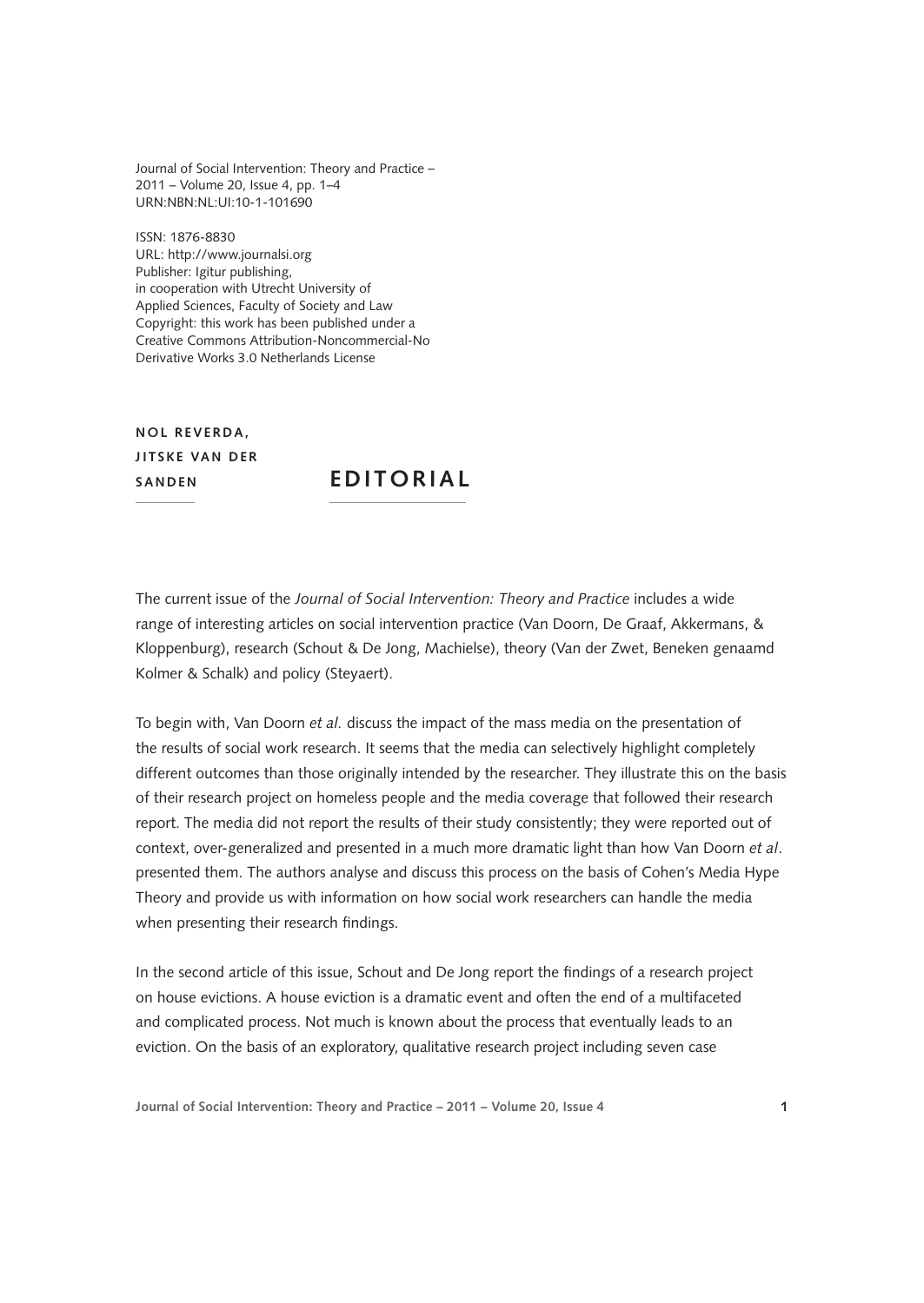Journal of Social Intervention: Theory and Practice – 2011 – Volume 20, Issue 4, pp. 1–4
URN:NBN:NL:UI:10-1-101690

ISSN: 1876-8830
URL: http://www.journalsi.org
Publisher: Igitur publishing, in cooperation with Utrecht University of Applied Sciences, Faculty of Society and Law
Copyright: this work has been published under a Creative Commons Attribution-Noncommercial-No Derivative Works 3.0 Netherlands License

**NOL REVERDA, JITSKE VAN DER SANDEN**

# EDITORIAL

The current issue of the *Journal of Social Intervention: Theory and Practice* includes a wide range of interesting articles on social intervention practice (Van Doorn, De Graaf, Akkermans, & Kloppenburg), research (Schout & De Jong, Machielse), theory (Van der Zwet, Beneken genaamd Kolmer & Schalk) and policy (Steyaert).

To begin with, Van Doorn *et al.* discuss the impact of the mass media on the presentation of the results of social work research. It seems that the media can selectively highlight completely different outcomes than those originally intended by the researcher. They illustrate this on the basis of their research project on homeless people and the media coverage that followed their research report. The media did not report the results of their study consistently; they were reported out of context, over-generalized and presented in a much more dramatic light than how Van Doorn *et al*. presented them. The authors analyse and discuss this process on the basis of Cohen's Media Hype Theory and provide us with information on how social work researchers can handle the media when presenting their research findings.

In the second article of this issue, Schout and De Jong report the findings of a research project on house evictions. A house eviction is a dramatic event and often the end of a multifaceted and complicated process. Not much is known about the process that eventually leads to an eviction. On the basis of an exploratory, qualitative research project including seven case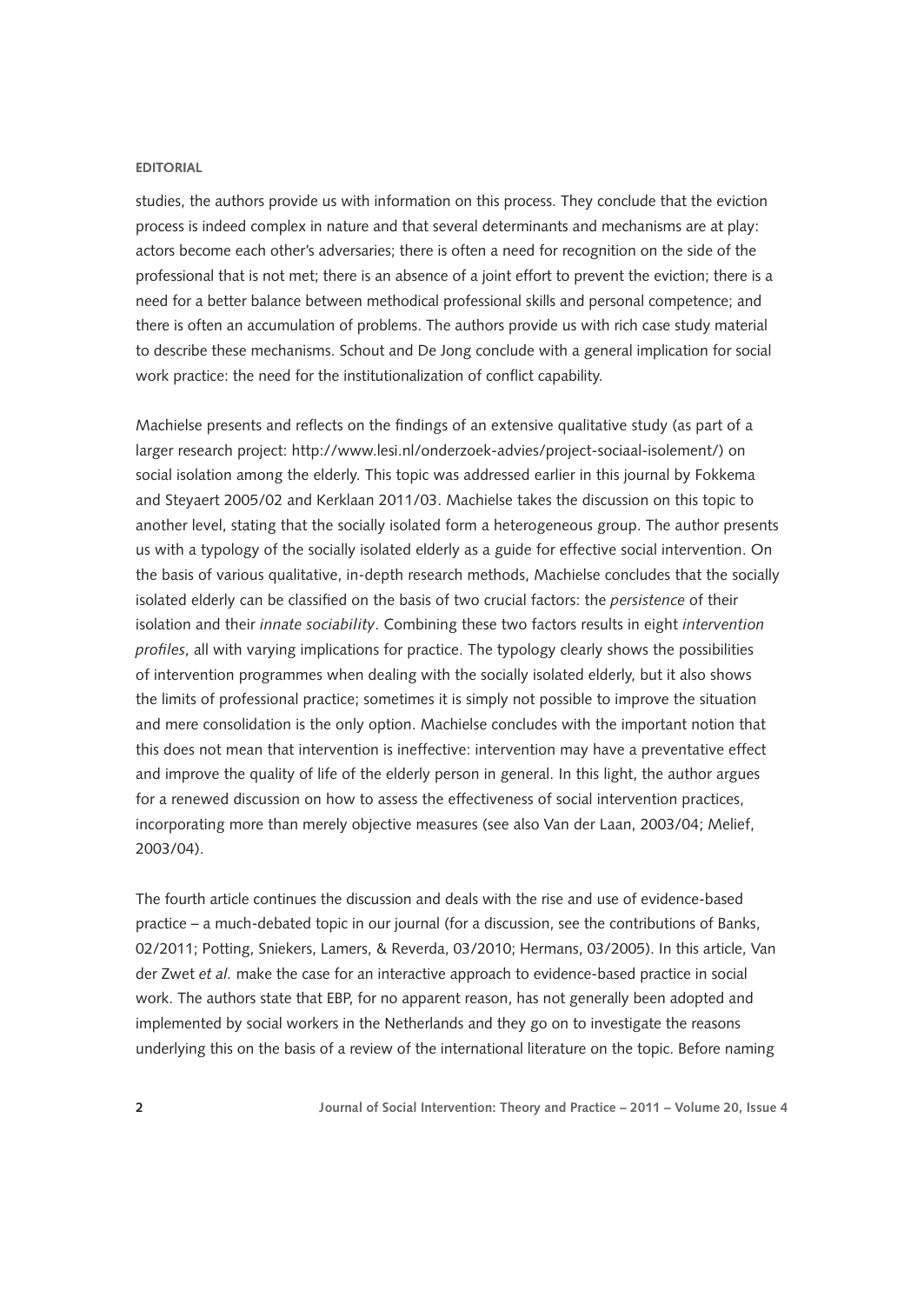studies, the authors provide us with information on this process. They conclude that the eviction process is indeed complex in nature and that several determinants and mechanisms are at play: actors become each other's adversaries; there is often a need for recognition on the side of the professional that is not met; there is an absence of a joint effort to prevent the eviction; there is a need for a better balance between methodical professional skills and personal competence; and there is often an accumulation of problems. The authors provide us with rich case study material to describe these mechanisms. Schout and De Jong conclude with a general implication for social work practice: the need for the institutionalization of conflict capability.

Machielse presents and reflects on the findings of an extensive qualitative study (as part of a larger research project: http://www.lesi.nl/onderzoek-advies/project-sociaal-isolement/) on social isolation among the elderly. This topic was addressed earlier in this journal by Fokkema and Steyaert 2005/02 and Kerklaan 2011/03. Machielse takes the discussion on this topic to another level, stating that the socially isolated form a heterogeneous group. The author presents us with a typology of the socially isolated elderly as a guide for effective social intervention. On the basis of various qualitative, in-depth research methods, Machielse concludes that the socially isolated elderly can be classified on the basis of two crucial factors: the *persistence* of their isolation and their *innate sociability*. Combining these two factors results in eight *intervention profiles*, all with varying implications for practice. The typology clearly shows the possibilities of intervention programmes when dealing with the socially isolated elderly, but it also shows the limits of professional practice; sometimes it is simply not possible to improve the situation and mere consolidation is the only option. Machielse concludes with the important notion that this does not mean that intervention is ineffective: intervention may have a preventative effect and improve the quality of life of the elderly person in general. In this light, the author argues for a renewed discussion on how to assess the effectiveness of social intervention practices, incorporating more than merely objective measures (see also Van der Laan, 2003/04; Melief, 2003/04).

The fourth article continues the discussion and deals with the rise and use of evidence-based practice – a much-debated topic in our journal (for a discussion, see the contributions of Banks, 02/2011; Potting, Sniekers, Lamers, & Reverda, 03/2010; Hermans, 03/2005). In this article, Van der Zwet *et al.* make the case for an interactive approach to evidence-based practice in social work. The authors state that EBP, for no apparent reason, has not generally been adopted and implemented by social workers in the Netherlands and they go on to investigate the reasons underlying this on the basis of a review of the international literature on the topic. Before naming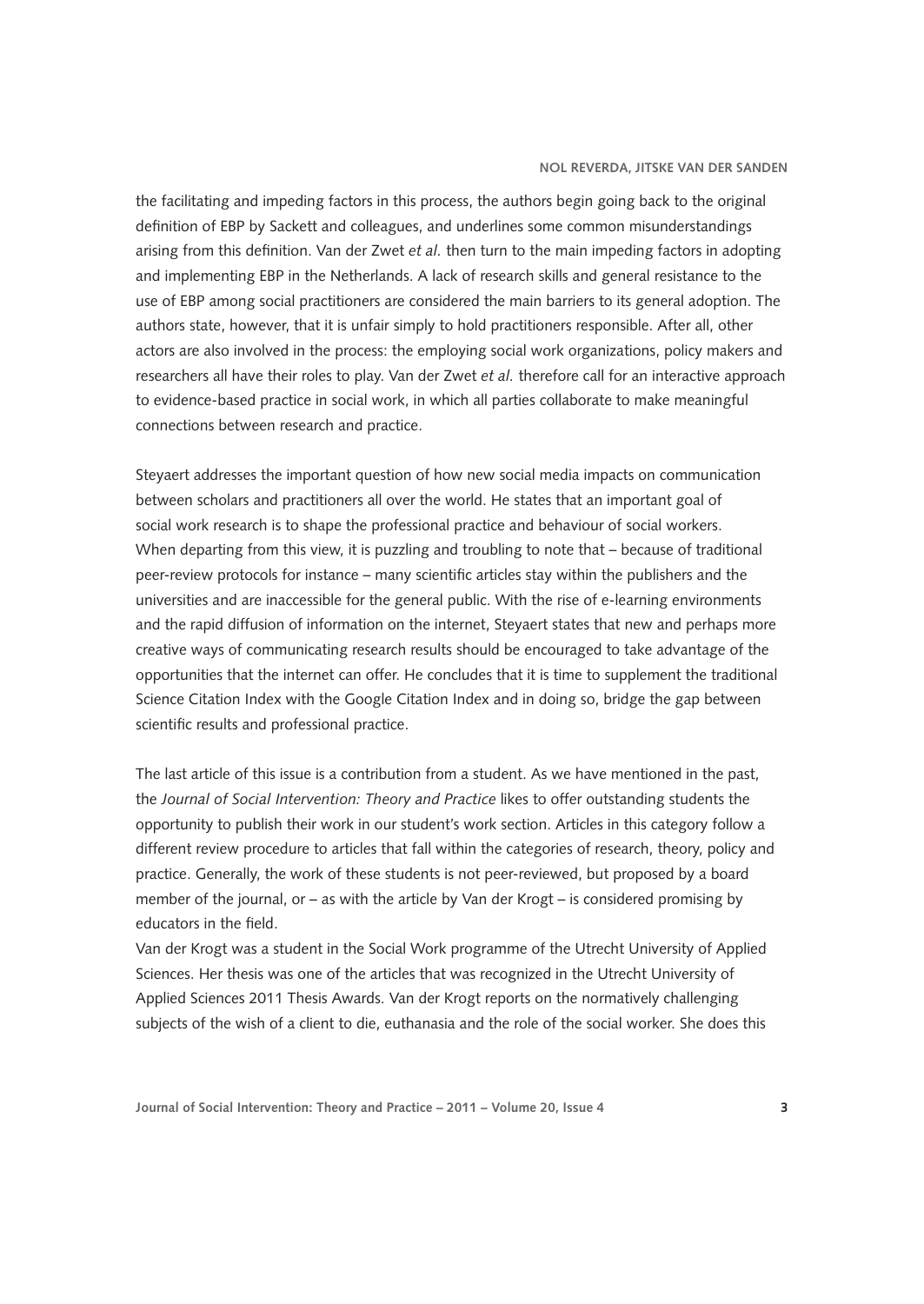the facilitating and impeding factors in this process, the authors begin going back to the original definition of EBP by Sackett and colleagues, and underlines some common misunderstandings arising from this definition. Van der Zwet *et al.* then turn to the main impeding factors in adopting and implementing EBP in the Netherlands. A lack of research skills and general resistance to the use of EBP among social practitioners are considered the main barriers to its general adoption. The authors state, however, that it is unfair simply to hold practitioners responsible. After all, other actors are also involved in the process: the employing social work organizations, policy makers and researchers all have their roles to play. Van der Zwet *et al.* therefore call for an interactive approach to evidence-based practice in social work, in which all parties collaborate to make meaningful connections between research and practice.

Steyaert addresses the important question of how new social media impacts on communication between scholars and practitioners all over the world. He states that an important goal of social work research is to shape the professional practice and behaviour of social workers. When departing from this view, it is puzzling and troubling to note that – because of traditional peer-review protocols for instance – many scientific articles stay within the publishers and the universities and are inaccessible for the general public. With the rise of e-learning environments and the rapid diffusion of information on the internet, Steyaert states that new and perhaps more creative ways of communicating research results should be encouraged to take advantage of the opportunities that the internet can offer. He concludes that it is time to supplement the traditional Science Citation Index with the Google Citation Index and in doing so, bridge the gap between scientific results and professional practice.

The last article of this issue is a contribution from a student. As we have mentioned in the past, the *Journal of Social Intervention: Theory and Practice* likes to offer outstanding students the opportunity to publish their work in our student's work section. Articles in this category follow a different review procedure to articles that fall within the categories of research, theory, policy and practice. Generally, the work of these students is not peer-reviewed, but proposed by a board member of the journal, or – as with the article by Van der Krogt – is considered promising by educators in the field.

Van der Krogt was a student in the Social Work programme of the Utrecht University of Applied Sciences. Her thesis was one of the articles that was recognized in the Utrecht University of Applied Sciences 2011 Thesis Awards. Van der Krogt reports on the normatively challenging subjects of the wish of a client to die, euthanasia and the role of the social worker. She does this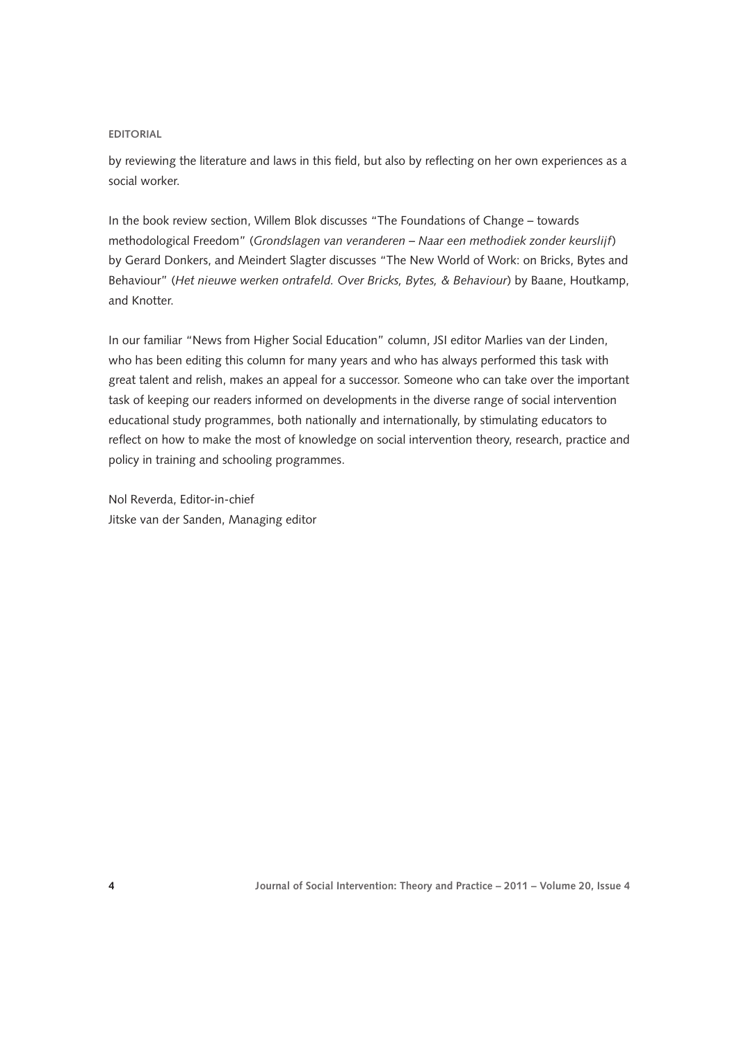by reviewing the literature and laws in this field, but also by reflecting on her own experiences as a social worker.

In the book review section, Willem Blok discusses "The Foundations of Change – towards methodological Freedom" (*Grondslagen van veranderen – Naar een methodiek zonder keurslijf*) by Gerard Donkers, and Meindert Slagter discusses "The New World of Work: on Bricks, Bytes and Behaviour" (*Het nieuwe werken ontrafeld. Over Bricks, Bytes, & Behaviour*) by Baane, Houtkamp, and Knotter.

In our familiar "News from Higher Social Education" column, JSI editor Marlies van der Linden, who has been editing this column for many years and who has always performed this task with great talent and relish, makes an appeal for a successor. Someone who can take over the important task of keeping our readers informed on developments in the diverse range of social intervention educational study programmes, both nationally and internationally, by stimulating educators to reflect on how to make the most of knowledge on social intervention theory, research, practice and policy in training and schooling programmes.

Nol Reverda, Editor-in-chief
Jitske van der Sanden, Managing editor